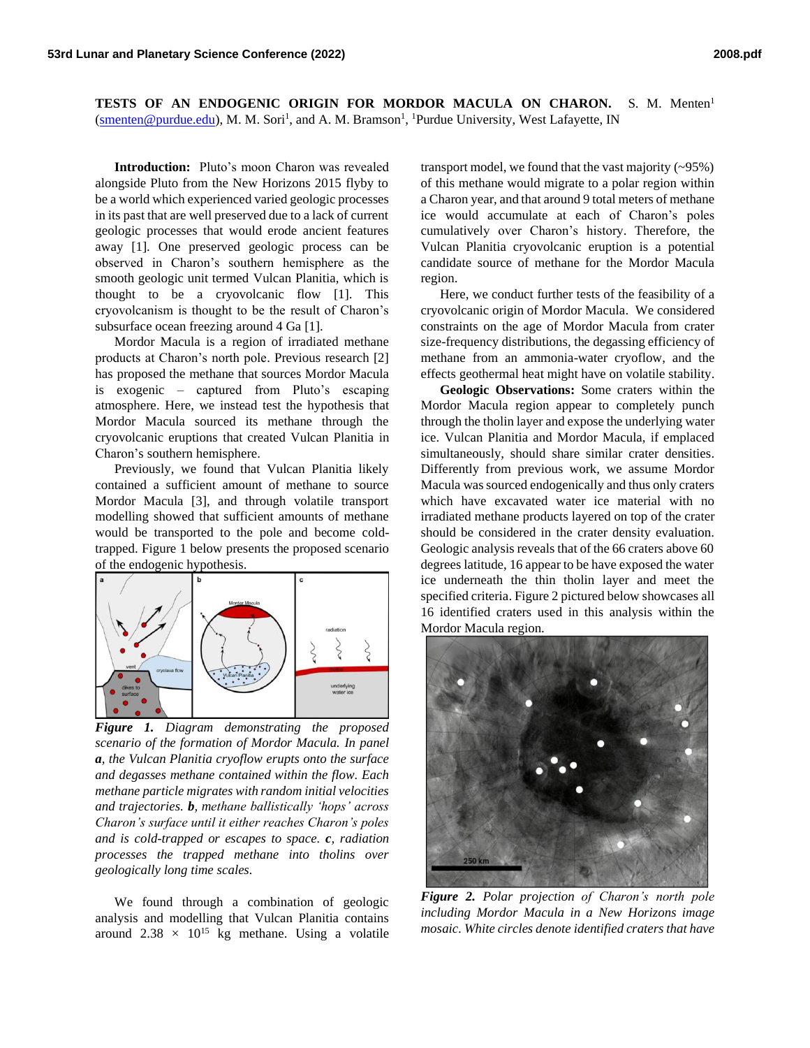**TESTS OF AN ENDOGENIC ORIGIN FOR MORDOR MACULA ON CHARON.** S. M. Menten[1] (smenten@purdue.edu), M. M. Sori[1], and A. M. Bramson[1], [1]Purdue University, West Lafayette, IN

**Introduction:** Pluto's moon Charon was revealed alongside Pluto from the New Horizons 2015 flyby to be a world which experienced varied geologic processes in its past that are well preserved due to a lack of current geologic processes that would erode ancient features away [1]. One preserved geologic process can be observed in Charon's southern hemisphere as the smooth geologic unit termed Vulcan Planitia, which is thought to be a cryovolcanic flow [1]. This cryovolcanism is thought to be the result of Charon's subsurface ocean freezing around 4 Ga [1].

Mordor Macula is a region of irradiated methane products at Charon's north pole. Previous research [2] has proposed the methane that sources Mordor Macula is exogenic – captured from Pluto's escaping atmosphere. Here, we instead test the hypothesis that Mordor Macula sourced its methane through the cryovolcanic eruptions that created Vulcan Planitia in Charon's southern hemisphere.

Previously, we found that Vulcan Planitia likely contained a sufficient amount of methane to source Mordor Macula [3], and through volatile transport modelling showed that sufficient amounts of methane would be transported to the pole and become cold-trapped. Figure 1 below presents the proposed scenario of the endogenic hypothesis.

***Figure 1.*** *Diagram demonstrating the proposed scenario of the formation of Mordor Macula. In panel **a**, the Vulcan Planitia cryoflow erupts onto the surface and degasses methane contained within the flow. Each methane particle migrates with random initial velocities and trajectories. **b**, methane ballistically 'hops' across Charon's surface until it either reaches Charon's poles and is cold-trapped or escapes to space. **c**, radiation processes the trapped methane into tholins over geologically long time scales.*

We found through a combination of geologic analysis and modelling that Vulcan Planitia contains around $2.38 \times 10^{15}$ kg methane. Using a volatile transport model, we found that the vast majority (~95%) of this methane would migrate to a polar region within a Charon year, and that around 9 total meters of methane ice would accumulate at each of Charon's poles cumulatively over Charon's history. Therefore, the Vulcan Planitia cryovolcanic eruption is a potential candidate source of methane for the Mordor Macula region.

Here, we conduct further tests of the feasibility of a cryovolcanic origin of Mordor Macula. We considered constraints on the age of Mordor Macula from crater size-frequency distributions, the degassing efficiency of methane from an ammonia-water cryoflow, and the effects geothermal heat might have on volatile stability.

**Geologic Observations:** Some craters within the Mordor Macula region appear to completely punch through the tholin layer and expose the underlying water ice. Vulcan Planitia and Mordor Macula, if emplaced simultaneously, should share similar crater densities. Differently from previous work, we assume Mordor Macula was sourced endogenically and thus only craters which have excavated water ice material with no irradiated methane products layered on top of the crater should be considered in the crater density evaluation. Geologic analysis reveals that of the 66 craters above 60 degrees latitude, 16 appear to be have exposed the water ice underneath the thin tholin layer and meet the specified criteria. Figure 2 pictured below showcases all 16 identified craters used in this analysis within the Mordor Macula region.

***Figure 2.*** *Polar projection of Charon's north pole including Mordor Macula in a New Horizons image mosaic. White circles denote identified craters that have*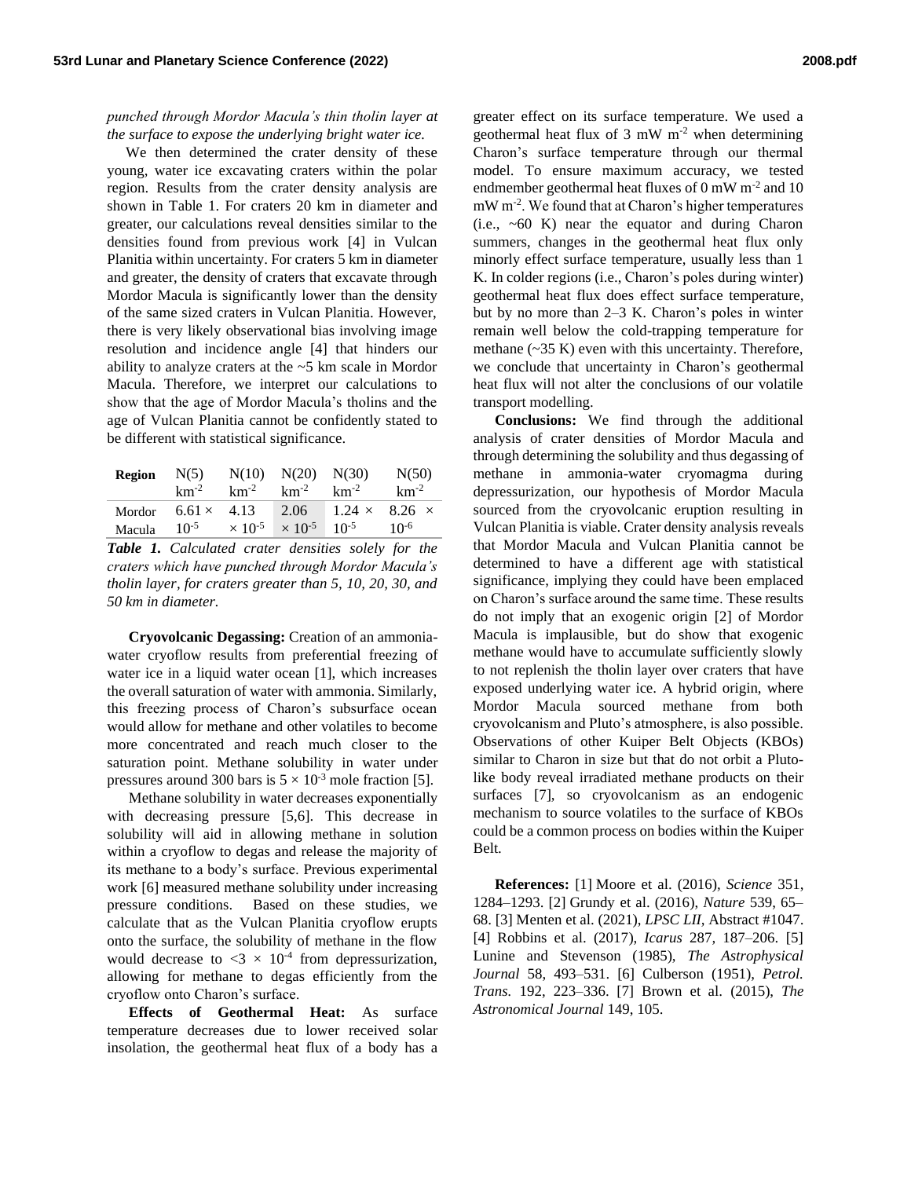*punched through Mordor Macula's thin tholin layer at the surface to expose the underlying bright water ice.*

We then determined the crater density of these young, water ice excavating craters within the polar region. Results from the crater density analysis are shown in Table 1. For craters 20 km in diameter and greater, our calculations reveal densities similar to the densities found from previous work [4] in Vulcan Planitia within uncertainty. For craters 5 km in diameter and greater, the density of craters that excavate through Mordor Macula is significantly lower than the density of the same sized craters in Vulcan Planitia. However, there is very likely observational bias involving image resolution and incidence angle [4] that hinders our ability to analyze craters at the ~5 km scale in Mordor Macula. Therefore, we interpret our calculations to show that the age of Mordor Macula's tholins and the age of Vulcan Planitia cannot be confidently stated to be different with statistical significance.

| Region | N(5) $km^{-2}$ | N(10) $km^{-2}$ | N(20) $km^{-2}$ | N(30) $km^{-2}$ | N(50) $km^{-2}$ |
|---|---|---|---|---|---|
| Mordor Macula | $6.61 \times 10^{-5}$ | $4.13 \times 10^{-5}$ | $2.06 \times 10^{-5}$ | $1.24 \times 10^{-5}$ | $8.26 \times 10^{-6}$ |

***Table 1.*** *Calculated crater densities solely for the craters which have punched through Mordor Macula's tholin layer, for craters greater than 5, 10, 20, 30, and 50 km in diameter.*

**Cryovolcanic Degassing:** Creation of an ammonia-water cryoflow results from preferential freezing of water ice in a liquid water ocean [1], which increases the overall saturation of water with ammonia. Similarly, this freezing process of Charon's subsurface ocean would allow for methane and other volatiles to become more concentrated and reach much closer to the saturation point. Methane solubility in water under pressures around 300 bars is $5 \times 10^{-3}$ mole fraction [5].

Methane solubility in water decreases exponentially with decreasing pressure [5,6]. This decrease in solubility will aid in allowing methane in solution within a cryoflow to degas and release the majority of its methane to a body's surface. Previous experimental work [6] measured methane solubility under increasing pressure conditions. Based on these studies, we calculate that as the Vulcan Planitia cryoflow erupts onto the surface, the solubility of methane in the flow would decrease to $<3 \times 10^{-4}$ from depressurization, allowing for methane to degas efficiently from the cryoflow onto Charon's surface.

**Effects of Geothermal Heat:** As surface temperature decreases due to lower received solar insolation, the geothermal heat flux of a body has a greater effect on its surface temperature. We used a geothermal heat flux of 3 mW $m^{-2}$ when determining Charon's surface temperature through our thermal model. To ensure maximum accuracy, we tested endmember geothermal heat fluxes of 0 mW $m^{-2}$ and 10 mW $m^{-2}$. We found that at Charon's higher temperatures (i.e., ~60 K) near the equator and during Charon summers, changes in the geothermal heat flux only minorly effect surface temperature, usually less than 1 K. In colder regions (i.e., Charon's poles during winter) geothermal heat flux does effect surface temperature, but by no more than 2–3 K. Charon's poles in winter remain well below the cold-trapping temperature for methane (~35 K) even with this uncertainty. Therefore, we conclude that uncertainty in Charon's geothermal heat flux will not alter the conclusions of our volatile transport modelling.

**Conclusions:** We find through the additional analysis of crater densities of Mordor Macula and through determining the solubility and thus degassing of methane in ammonia-water cryomagma during depressurization, our hypothesis of Mordor Macula sourced from the cryovolcanic eruption resulting in Vulcan Planitia is viable. Crater density analysis reveals that Mordor Macula and Vulcan Planitia cannot be determined to have a different age with statistical significance, implying they could have been emplaced on Charon's surface around the same time. These results do not imply that an exogenic origin [2] of Mordor Macula is implausible, but do show that exogenic methane would have to accumulate sufficiently slowly to not replenish the tholin layer over craters that have exposed underlying water ice. A hybrid origin, where Mordor Macula sourced methane from both cryovolcanism and Pluto's atmosphere, is also possible. Observations of other Kuiper Belt Objects (KBOs) similar to Charon in size but that do not orbit a Pluto-like body reveal irradiated methane products on their surfaces [7], so cryovolcanism as an endogenic mechanism to source volatiles to the surface of KBOs could be a common process on bodies within the Kuiper Belt.

**References:** [1] Moore et al. (2016), *Science* 351, 1284–1293. [2] Grundy et al. (2016), *Nature* 539, 65–68. [3] Menten et al. (2021), *LPSC LII*, Abstract #1047. [4] Robbins et al. (2017), *Icarus* 287, 187–206. [5] Lunine and Stevenson (1985), *The Astrophysical Journal* 58, 493–531. [6] Culberson (1951), *Petrol. Trans.* 192, 223–336. [7] Brown et al. (2015), *The Astronomical Journal* 149, 105.